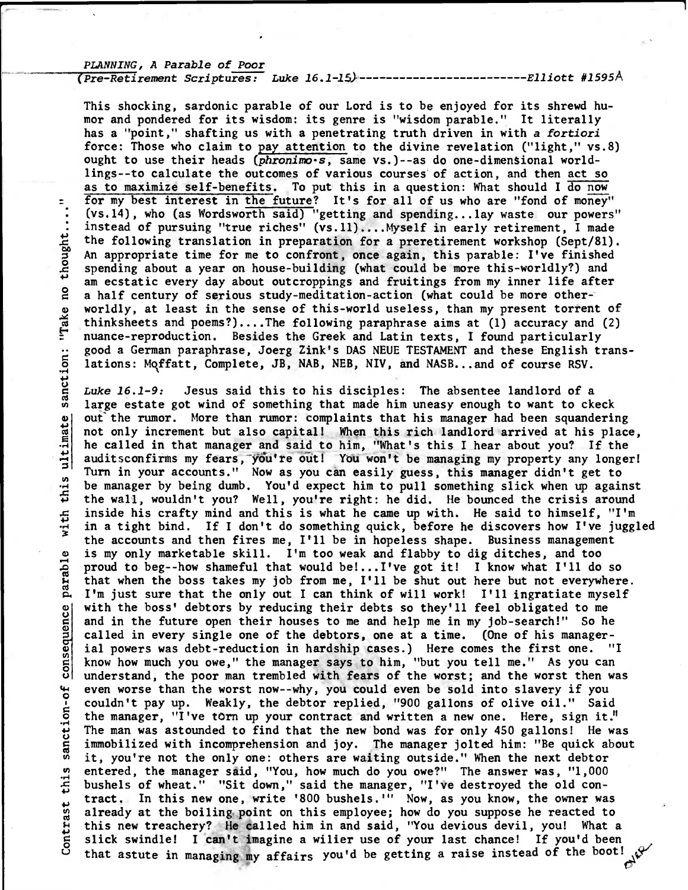*PLANNING, A Parable of Poor*
*(Pre-Retirement Scriptures: Luke 16.1-15)*------------------------*Elliott #1595A*

This shocking, sardonic parable of our Lord is to be enjoyed for its shrewd humor and pondered for its wisdom: its genre is "wisdom parable." It literally has a "point," shafting us with a penetrating truth driven in with *a fortiori* force: Those who claim to pay attention to the divine revelation ("light," vs.8) ought to use their heads (*phronimo·s*, same vs.)--as do one-dimensional worldlings--to calculate the outcomes of various courses of action, and then act so as to maximize self-benefits. To put this in a question: What should I do now for my best interest in the future? It's for all of us who are "fond of money" (vs.14), who (as Wordsworth said) "getting and spending...lay waste our powers" instead of pursuing "true riches" (vs.11)....Myself in early retirement, I made the following translation in preparation for a preretirement workshop (Sept/81). An appropriate time for me to confront, once again, this parable: I've finished spending about a year on house-building (what could be more this-worldly?) and am ecstatic every day about outcroppings and fruitings from my inner life after a half century of serious study-meditation-action (what could be more other-worldly, at least in the sense of this-world useless, than my present torrent of thinksheets and poems?)....The following paraphrase aims at (1) accuracy and (2) nuance-reproduction. Besides the Greek and Latin texts, I found particularly good a German paraphrase, Joerg Zink's DAS NEUE TESTAMENT and these English translations: Moffatt, Complete, JB, NAB, NEB, NIV, and NASB...and of course RSV.

Contrast this sanction-of consequence parable with this ultimate sanction: "Take no thought...."

*Luke 16.1-9:* Jesus said this to his disciples: The absentee landlord of a large estate got wind of something that made him uneasy enough to want to ckeck out the rumor. More than rumor: complaints that his manager had been squandering not only increment but also capital! When this rich landlord arrived at his place, he called in that manager and said to him, "What's this I hear about you? If the auditsconfirms my fears, you're out! You won't be managing my property any longer! Turn in your accounts." Now as you can easily guess, this manager didn't get to be manager by being dumb. You'd expect him to pull something slick when up against the wall, wouldn't you? Well, you're right: he did. He bounced the crisis around inside his crafty mind and this is what he came up with. He said to himself, "I'm in a tight bind. If I don't do something quick, before he discovers how I've juggled the accounts and then fires me, I'll be in hopeless shape. Business management is my only marketable skill. I'm too weak and flabby to dig ditches, and too proud to beg--how shameful that would be!...I've got it! I know what I'll do so that when the boss takes my job from me, I'll be shut out here but not everywhere. I'm just sure that the only out I can think of will work! I'll ingratiate myself with the boss' debtors by reducing their debts so they'll feel obligated to me and in the future open their houses to me and help me in my job-search!" So he called in every single one of the debtors, one at a time. (One of his managerial powers was debt-reduction in hardship cases.) Here comes the first one. "I know how much you owe," the manager says to him, "but you tell me." As you can understand, the poor man trembled with fears of the worst; and the worst then was even worse than the worst now--why, you could even be sold into slavery if you couldn't pay up. Weakly, the debtor replied, "900 gallons of olive oil." Said the manager, "I've torn up your contract and written a new one. Here, sign it." The man was astounded to find that the new bond was for only 450 gallons! He was immobilized with incomprehension and joy. The manager jolted him: "Be quick about it, you're not the only one: others are waiting outside." When the next debtor entered, the manager said, "You, how much do you owe?" The answer was, "1,000 bushels of wheat." "Sit down," said the manager, "I've destroyed the old contract. In this new one, write '800 bushels.'" Now, as you know, the owner was already at the boiling point on this employee; how do you suppose he reacted to this new treachery? He called him in and said, "You devious devil, you! What a slick swindle! I can't imagine a wilier use of your last chance! If you'd been that astute in managing my affairs you'd be getting a raise instead of the boot!

OVER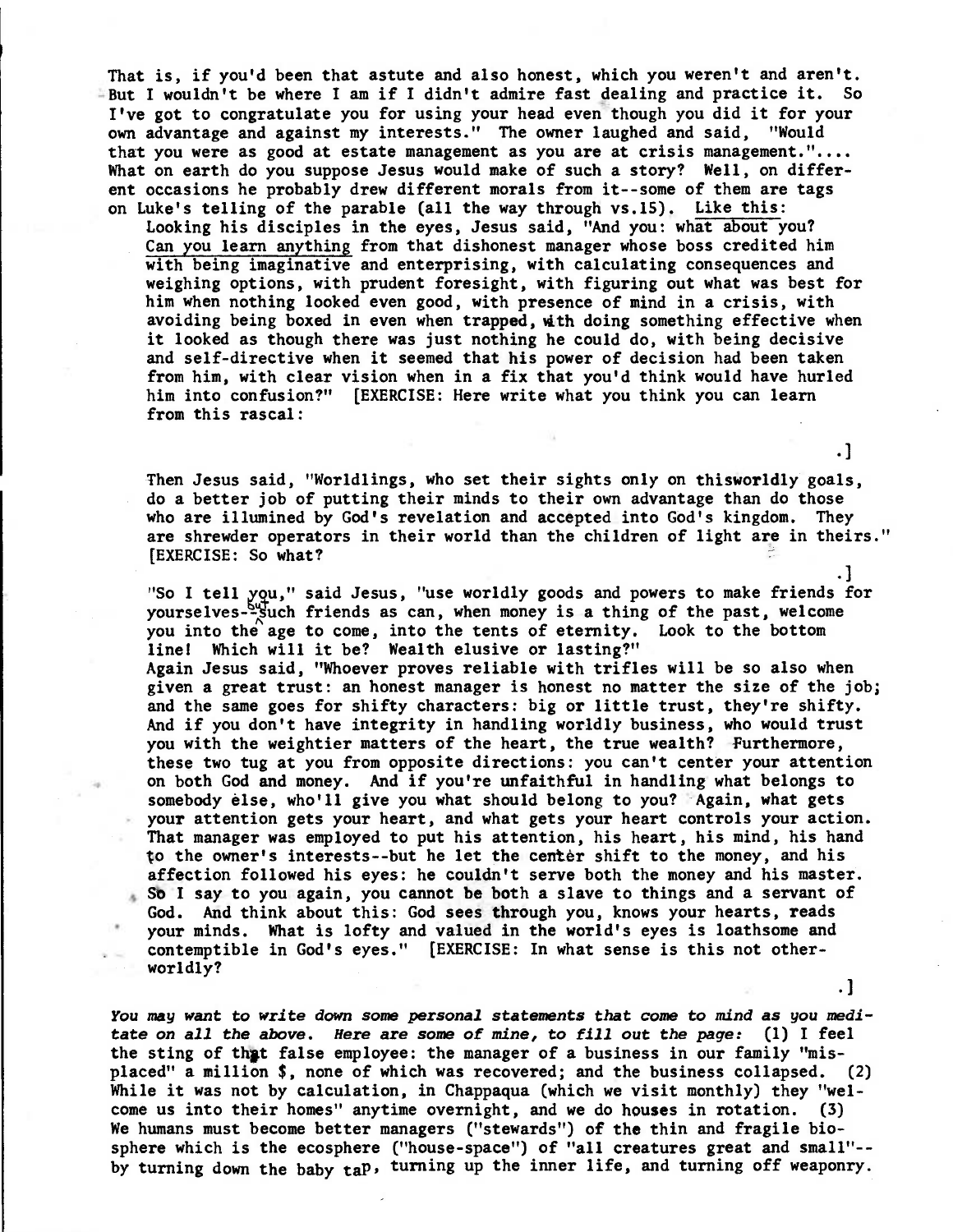That is, if you'd been that astute and also honest, which you weren't and aren't. But I wouldn't be where I am if I didn't admire fast dealing and practice it. So I've got to congratulate you for using your head even though you did it for your own advantage and against my interests." The owner laughed and said, "Would that you were as good at estate management as you are at crisis management."....
What on earth do you suppose Jesus would make of such a story? Well, on different occasions he probably drew different morals from it--some of them are tags on Luke's telling of the parable (all the way through vs.15). Like this:

Looking his disciples in the eyes, Jesus said, "And you: what about you? Can you learn anything from that dishonest manager whose boss credited him with being imaginative and enterprising, with calculating consequences and weighing options, with prudent foresight, with figuring out what was best for him when nothing looked even good, with presence of mind in a crisis, with avoiding being boxed in even when trapped, with doing something effective when it looked as though there was just nothing he could do, with being decisive and self-directive when it seemed that his power of decision had been taken from him, with clear vision when in a fix that you'd think would have hurled him into confusion?" [EXERCISE: Here write what you think you can learn from this rascal:

.]

Then Jesus said, "Worldlings, who set their sights only on thisworldly goals, do a better job of putting their minds to their own advantage than do those who are illumined by God's revelation and accepted into God's kingdom. They are shrewder operators in their world than the children of light are in theirs." [EXERCISE: So what?

.]

"So I tell you," said Jesus, "use worldly goods and powers to make friends for yourselves--but such friends as can, when money is a thing of the past, welcome you into the age to come, into the tents of eternity. Look to the bottom line! Which will it be? Wealth elusive or lasting?"

Again Jesus said, "Whoever proves reliable with trifles will be so also when given a great trust: an honest manager is honest no matter the size of the job; and the same goes for shifty characters: big or little trust, they're shifty. And if you don't have integrity in handling worldly business, who would trust you with the weightier matters of the heart, the true wealth? Furthermore, these two tug at you from opposite directions: you can't center your attention on both God and money. And if you're unfaithful in handling what belongs to somebody else, who'll give you what should belong to you? Again, what gets your attention gets your heart, and what gets your heart controls your action. That manager was employed to put his attention, his heart, his mind, his hand to the owner's interests--but he let the center shift to the money, and his affection followed his eyes: he couldn't serve both the money and his master. So I say to you again, you cannot be both a slave to things and a servant of God. And think about this: God sees through you, knows your hearts, reads your minds. What is lofty and valued in the world's eyes is loathsome and contemptible in God's eyes." [EXERCISE: In what sense is this not otherworldly?

.]

*You may want to write down some personal statements that come to mind as you meditate on all the above. Here are some of mine, to fill out the page:* (1) I feel the sting of that false employee: the manager of a business in our family "misplaced" a million $, none of which was recovered; and the business collapsed. (2) While it was not by calculation, in Chappaqua (which we visit monthly) they "welcome us into their homes" anytime overnight, and we do houses in rotation. (3) We humans must become better managers ("stewards") of the thin and fragile biosphere which is the ecosphere ("house-space") of "all creatures great and small"--by turning down the baby tap, turning up the inner life, and turning off weaponry.